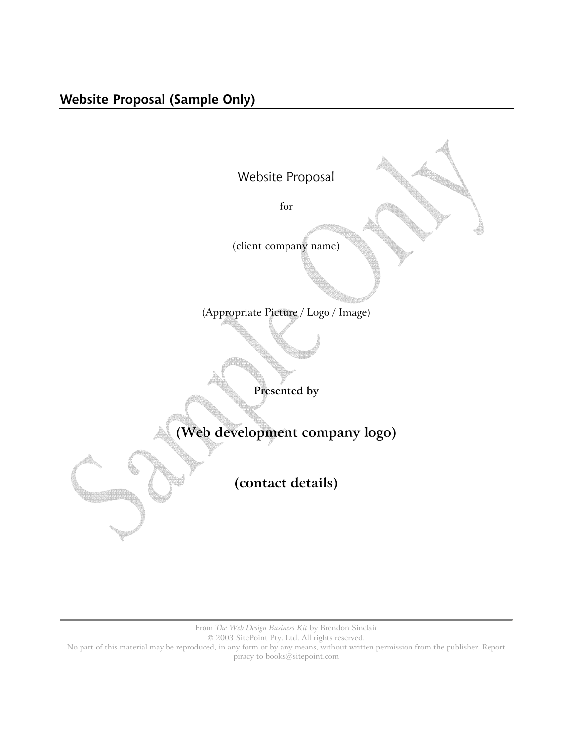Website Proposal

for

(client company name)

(Appropriate Picture / Logo / Image)

**Presented by**

**(Web development company logo)**

**(contact details)**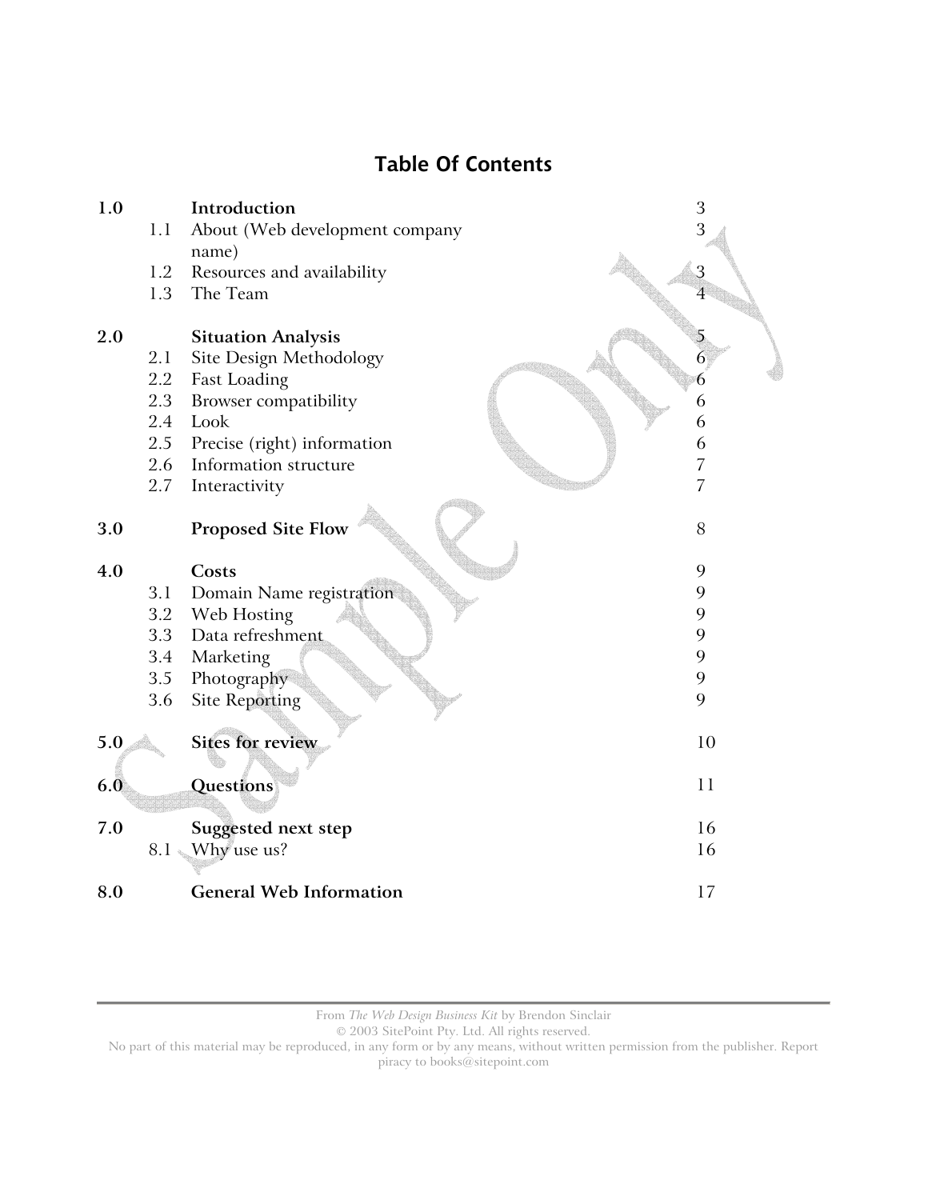# Table Of Contents

| | | | |
|---|---|---|---|
| **1.0** | | **Introduction** | 3 |
| | 1.1 | About (Web development company name) | 3 |
| | 1.2 | Resources and availability | 3 |
| | 1.3 | The Team | 4 |
| **2.0** | | **Situation Analysis** | 5 |
| | 2.1 | Site Design Methodology | 6 |
| | 2.2 | Fast Loading | 6 |
| | 2.3 | Browser compatibility | 6 |
| | 2.4 | Look | 6 |
| | 2.5 | Precise (right) information | 6 |
| | 2.6 | Information structure | 7 |
| | 2.7 | Interactivity | 7 |
| **3.0** | | **Proposed Site Flow** | 8 |
| **4.0** | | **Costs** | 9 |
| | 3.1 | Domain Name registration | 9 |
| | 3.2 | Web Hosting | 9 |
| | 3.3 | Data refreshment | 9 |
| | 3.4 | Marketing | 9 |
| | 3.5 | Photography | 9 |
| | 3.6 | Site Reporting | 9 |
| **5.0** | | **Sites for review** | 10 |
| **6.0** | | **Questions** | 11 |
| **7.0** | | **Suggested next step** | 16 |
| | 8.1 | Why use us? | 16 |
| **8.0** | | **General Web Information** | 17 |

Sample Only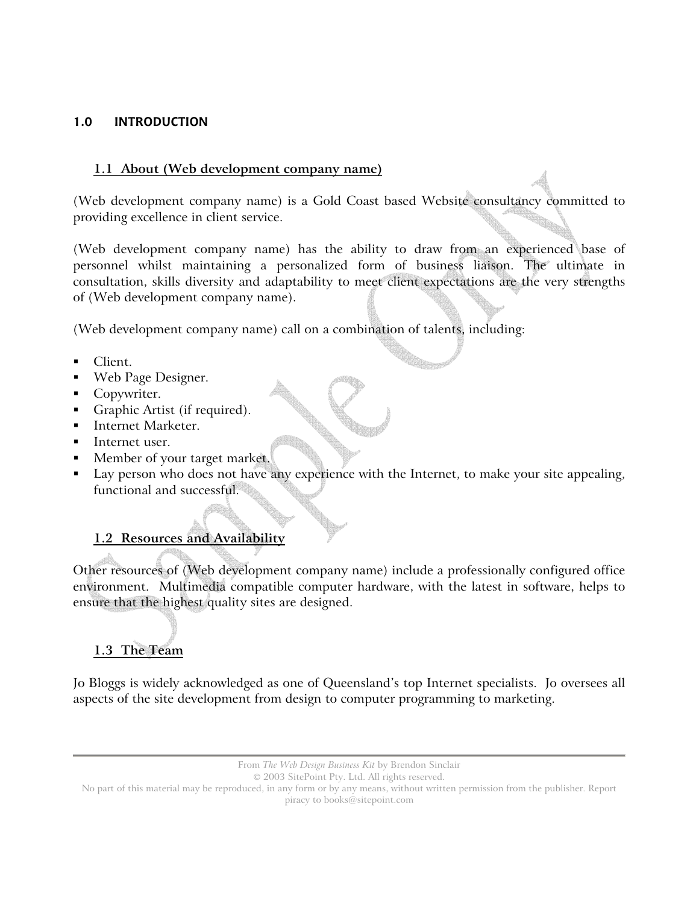# 1.0 INTRODUCTION

## 1.1 About (Web development company name)

(Web development company name) is a Gold Coast based Website consultancy committed to providing excellence in client service.

(Web development company name) has the ability to draw from an experienced base of personnel whilst maintaining a personalized form of business liaison. The ultimate in consultation, skills diversity and adaptability to meet client expectations are the very strengths of (Web development company name).

(Web development company name) call on a combination of talents, including:

- Client.
- Web Page Designer.
- Copywriter.
- Graphic Artist (if required).
- Internet Marketer.
- Internet user.
- Member of your target market.
- Lay person who does not have any experience with the Internet, to make your site appealing, functional and successful.

## 1.2 Resources and Availability

Other resources of (Web development company name) include a professionally configured office environment. Multimedia compatible computer hardware, with the latest in software, helps to ensure that the highest quality sites are designed.

## 1.3 The Team

Jo Bloggs is widely acknowledged as one of Queensland's top Internet specialists. Jo oversees all aspects of the site development from design to computer programming to marketing.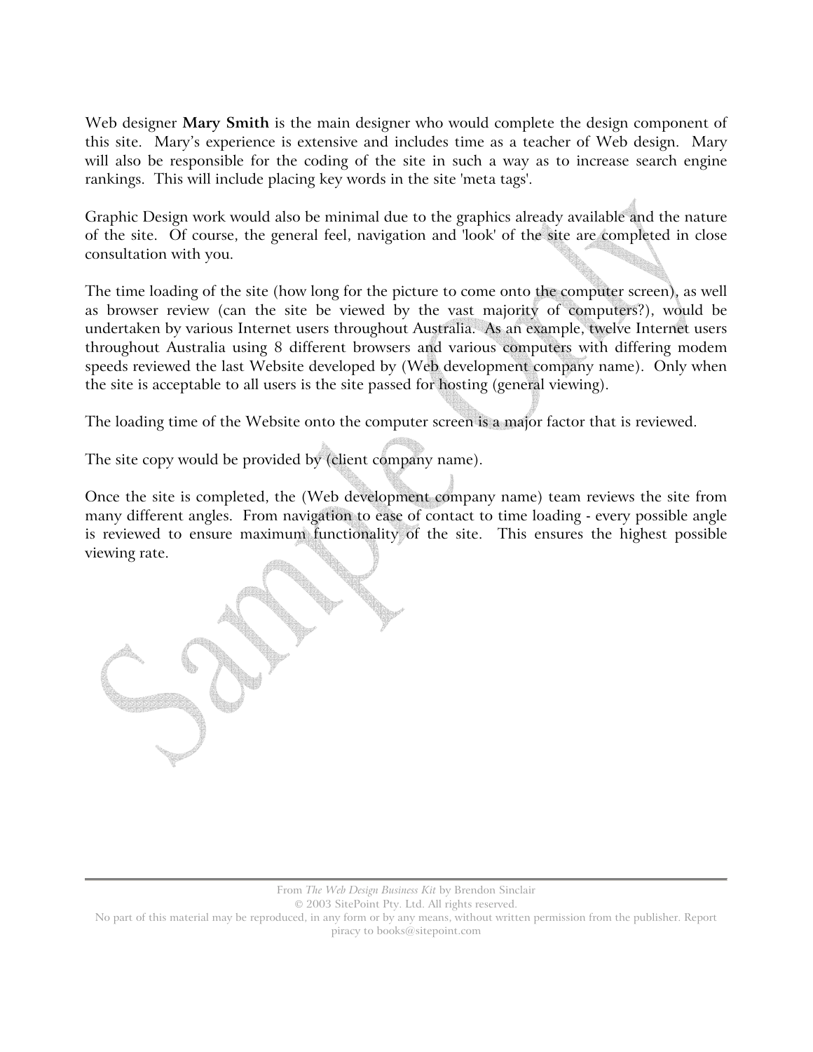Web designer **Mary Smith** is the main designer who would complete the design component of this site. Mary's experience is extensive and includes time as a teacher of Web design. Mary will also be responsible for the coding of the site in such a way as to increase search engine rankings. This will include placing key words in the site 'meta tags'.

Graphic Design work would also be minimal due to the graphics already available and the nature of the site. Of course, the general feel, navigation and 'look' of the site are completed in close consultation with you.

The time loading of the site (how long for the picture to come onto the computer screen), as well as browser review (can the site be viewed by the vast majority of computers?), would be undertaken by various Internet users throughout Australia. As an example, twelve Internet users throughout Australia using 8 different browsers and various computers with differing modem speeds reviewed the last Website developed by (Web development company name). Only when the site is acceptable to all users is the site passed for hosting (general viewing).

The loading time of the Website onto the computer screen is a major factor that is reviewed.

The site copy would be provided by (client company name).

Once the site is completed, the (Web development company name) team reviews the site from many different angles. From navigation to ease of contact to time loading - every possible angle is reviewed to ensure maximum functionality of the site. This ensures the highest possible viewing rate.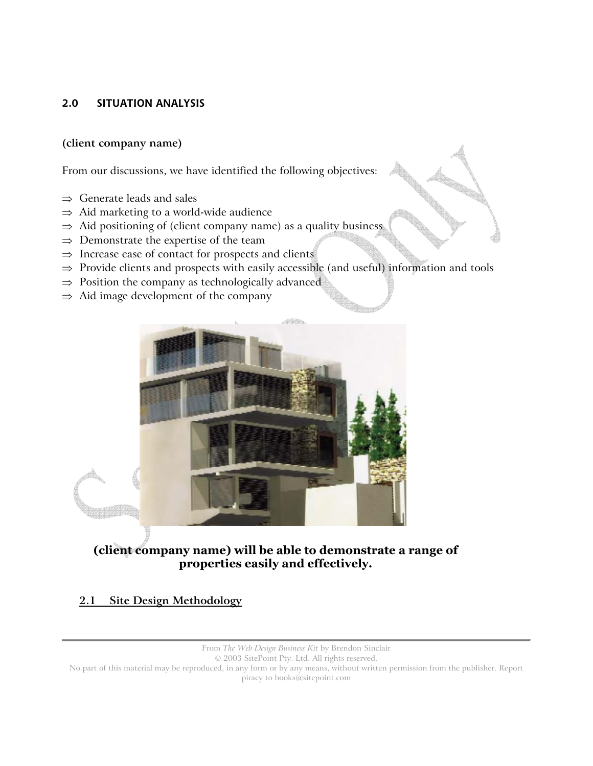## 2.0 SITUATION ANALYSIS

**(client company name)**

From our discussions, we have identified the following objectives:

⇒ Generate leads and sales
⇒ Aid marketing to a world-wide audience
⇒ Aid positioning of (client company name) as a quality business
⇒ Demonstrate the expertise of the team
⇒ Increase ease of contact for prospects and clients
⇒ Provide clients and prospects with easily accessible (and useful) information and tools
⇒ Position the company as technologically advanced
⇒ Aid image development of the company

**(client company name) will be able to demonstrate a range of properties easily and effectively.**

### 2.1 Site Design Methodology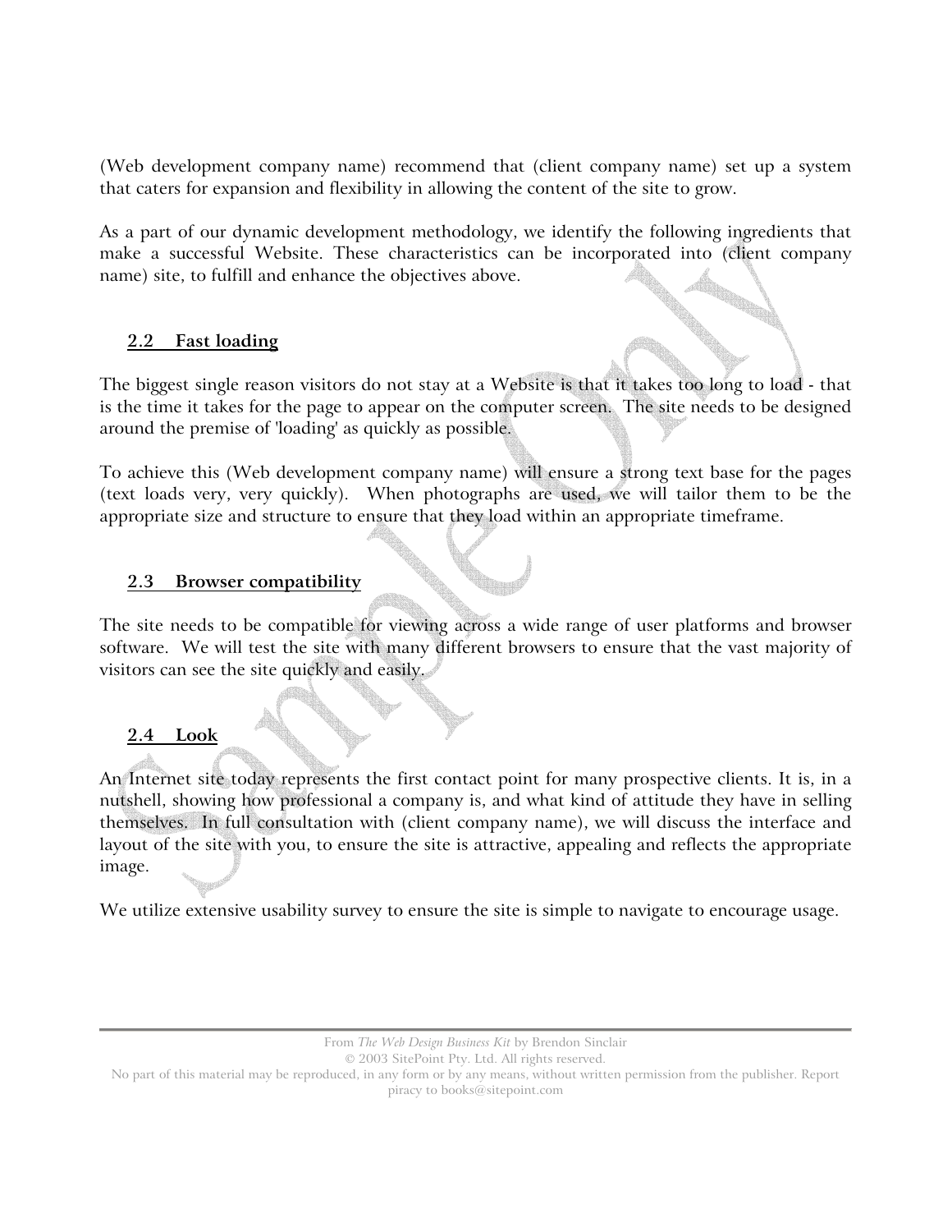(Web development company name) recommend that (client company name) set up a system that caters for expansion and flexibility in allowing the content of the site to grow.

As a part of our dynamic development methodology, we identify the following ingredients that make a successful Website. These characteristics can be incorporated into (client company name) site, to fulfill and enhance the objectives above.

### 2.2 Fast loading

The biggest single reason visitors do not stay at a Website is that it takes too long to load - that is the time it takes for the page to appear on the computer screen. The site needs to be designed around the premise of 'loading' as quickly as possible.

To achieve this (Web development company name) will ensure a strong text base for the pages (text loads very, very quickly). When photographs are used, we will tailor them to be the appropriate size and structure to ensure that they load within an appropriate timeframe.

### 2.3 Browser compatibility

The site needs to be compatible for viewing across a wide range of user platforms and browser software. We will test the site with many different browsers to ensure that the vast majority of visitors can see the site quickly and easily.

### 2.4 Look

An Internet site today represents the first contact point for many prospective clients. It is, in a nutshell, showing how professional a company is, and what kind of attitude they have in selling themselves. In full consultation with (client company name), we will discuss the interface and layout of the site with you, to ensure the site is attractive, appealing and reflects the appropriate image.

We utilize extensive usability survey to ensure the site is simple to navigate to encourage usage.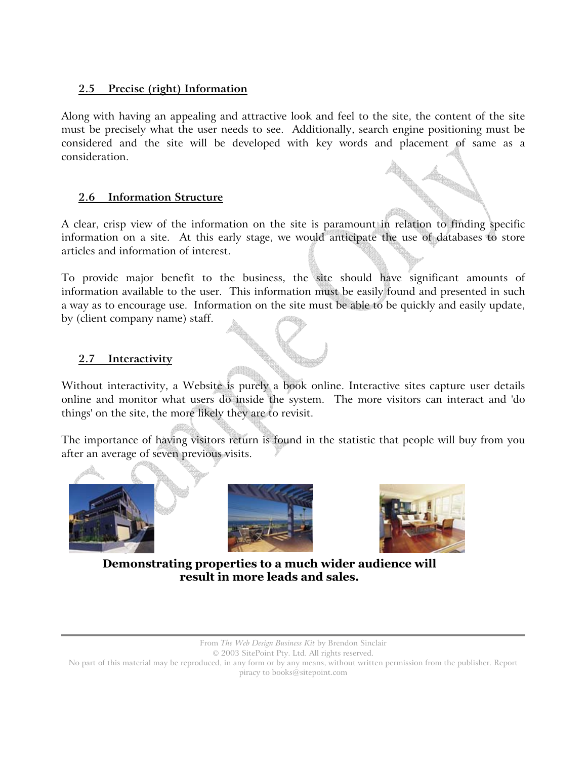## 2.5 Precise (right) Information

Along with having an appealing and attractive look and feel to the site, the content of the site must be precisely what the user needs to see. Additionally, search engine positioning must be considered and the site will be developed with key words and placement of same as a consideration.

## 2.6 Information Structure

A clear, crisp view of the information on the site is paramount in relation to finding specific information on a site. At this early stage, we would anticipate the use of databases to store articles and information of interest.

To provide major benefit to the business, the site should have significant amounts of information available to the user. This information must be easily found and presented in such a way as to encourage use. Information on the site must be able to be quickly and easily update, by (client company name) staff.

## 2.7 Interactivity

Without interactivity, a Website is purely a book online. Interactive sites capture user details online and monitor what users do inside the system. The more visitors can interact and 'do things' on the site, the more likely they are to revisit.

The importance of having visitors return is found in the statistic that people will buy from you after an average of seven previous visits.

**Demonstrating properties to a much wider audience will result in more leads and sales.**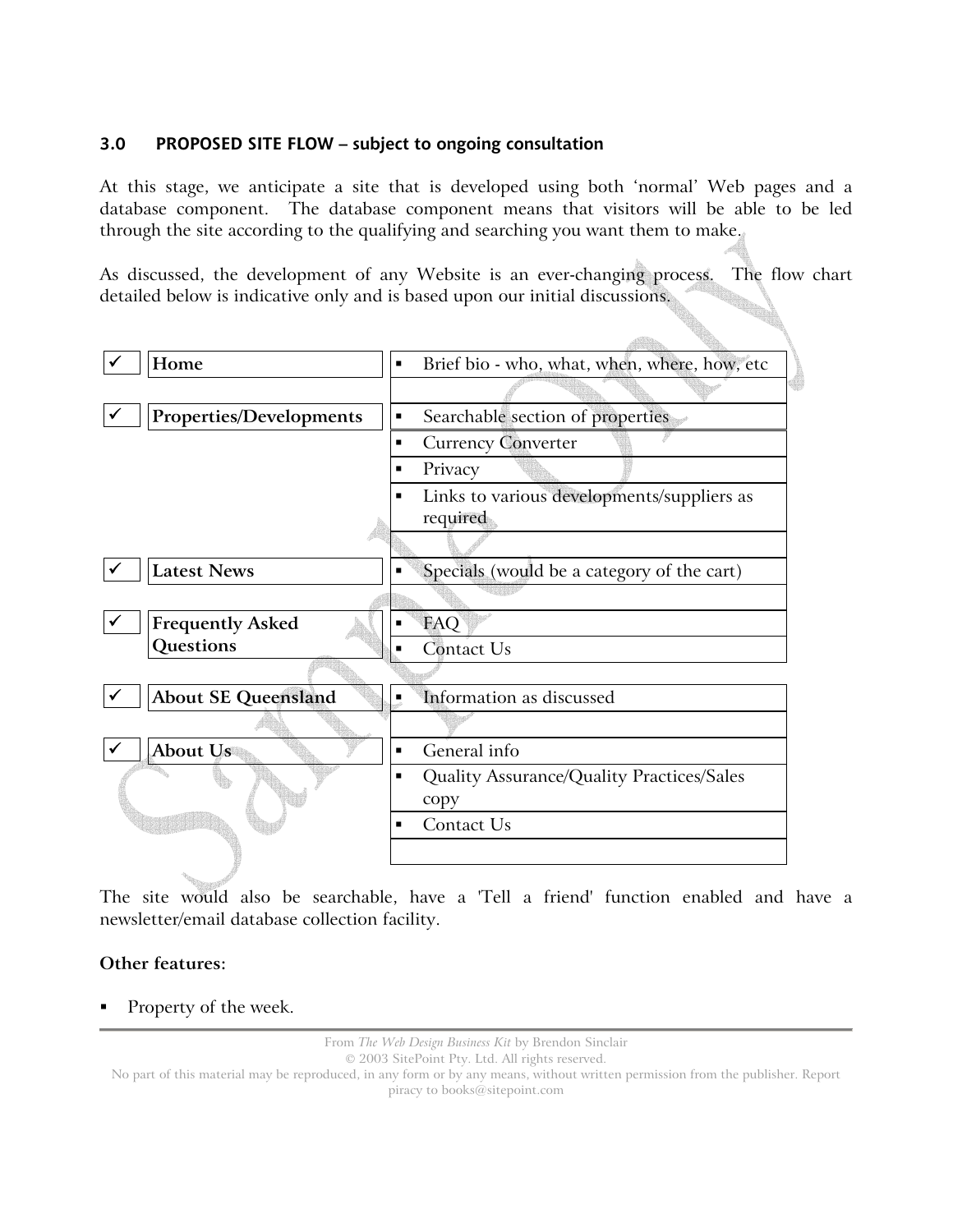### 3.0 PROPOSED SITE FLOW – subject to ongoing consultation

At this stage, we anticipate a site that is developed using both 'normal' Web pages and a database component. The database component means that visitors will be able to be led through the site according to the qualifying and searching you want them to make.

As discussed, the development of any Website is an ever-changing process. The flow chart detailed below is indicative only and is based upon our initial discussions.

| | Section | Content |
|---|---|---|
| ✓ | **Home** | ▪ Brief bio - who, what, when, where, how, etc |
| ✓ | **Properties/Developments** | ▪ Searchable section of properties |
| | | ▪ Currency Converter |
| | | ▪ Privacy |
| | | ▪ Links to various developments/suppliers as required |
| ✓ | **Latest News** | ▪ Specials (would be a category of the cart) |
| ✓ | **Frequently Asked Questions** | ▪ FAQ |
| | | ▪ Contact Us |
| ✓ | **About SE Queensland** | ▪ Information as discussed |
| ✓ | **About Us** | ▪ General info |
| | | ▪ Quality Assurance/Quality Practices/Sales copy |
| | | ▪ Contact Us |

The site would also be searchable, have a 'Tell a friend' function enabled and have a newsletter/email database collection facility.

**Other features:**

- Property of the week.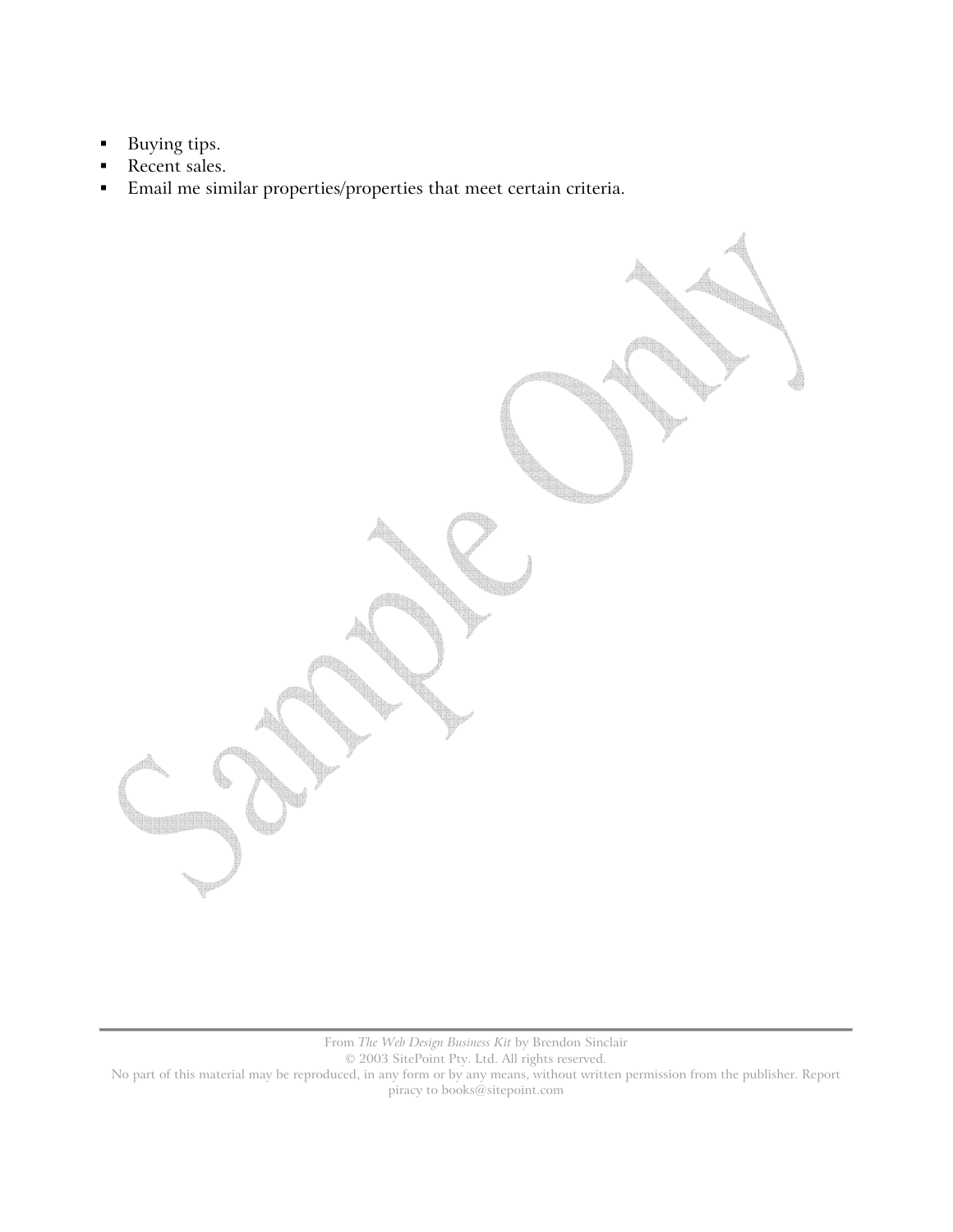- Buying tips.
- Recent sales.
- Email me similar properties/properties that meet certain criteria.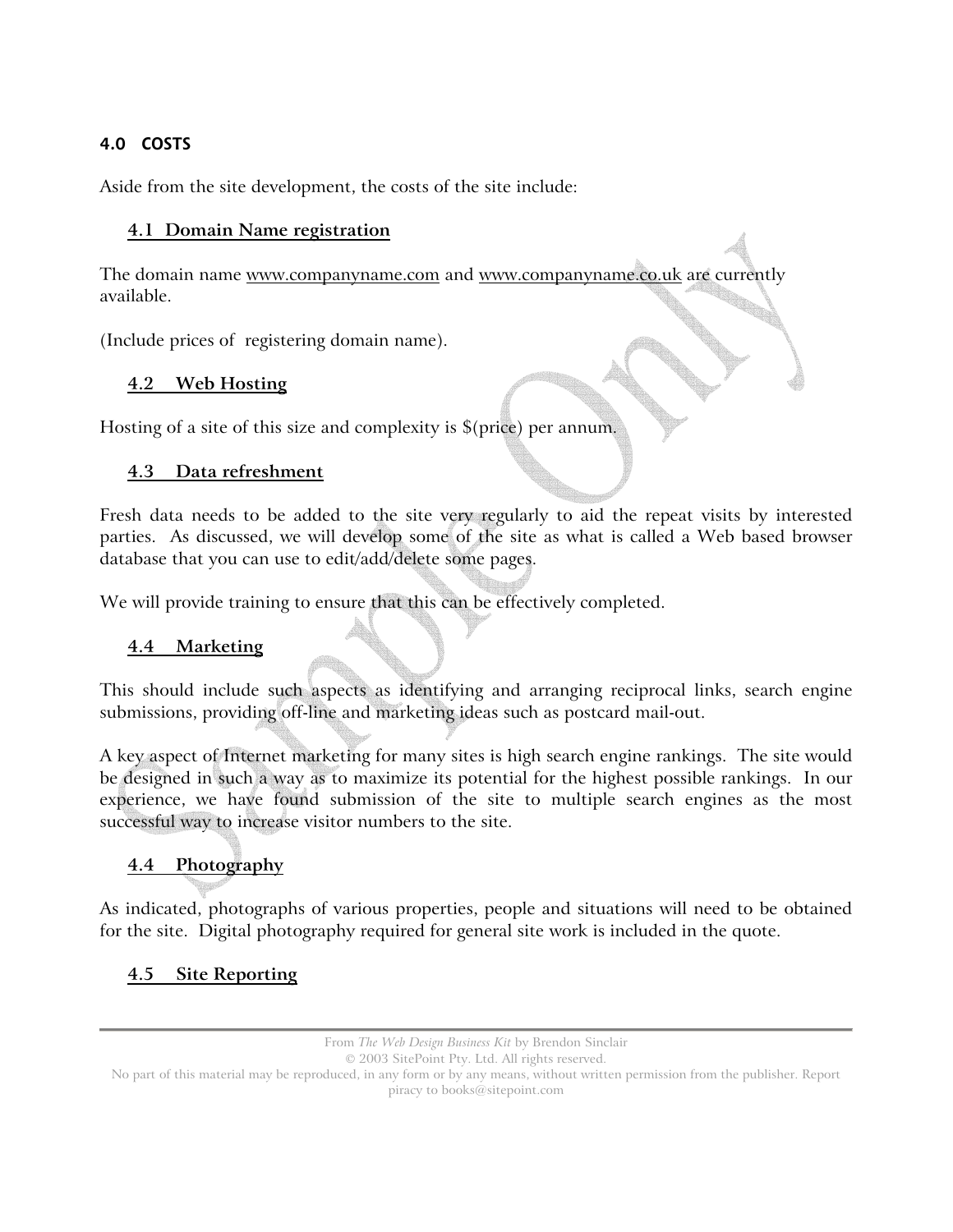## 4.0 COSTS

Aside from the site development, the costs of the site include:

### 4.1 Domain Name registration

The domain name www.companyname.com and www.companyname.co.uk are currently available.

(Include prices of registering domain name).

### 4.2 Web Hosting

Hosting of a site of this size and complexity is $(price) per annum.

### 4.3 Data refreshment

Fresh data needs to be added to the site very regularly to aid the repeat visits by interested parties. As discussed, we will develop some of the site as what is called a Web based browser database that you can use to edit/add/delete some pages.

We will provide training to ensure that this can be effectively completed.

### 4.4 Marketing

This should include such aspects as identifying and arranging reciprocal links, search engine submissions, providing off-line and marketing ideas such as postcard mail-out.

A key aspect of Internet marketing for many sites is high search engine rankings. The site would be designed in such a way as to maximize its potential for the highest possible rankings. In our experience, we have found submission of the site to multiple search engines as the most successful way to increase visitor numbers to the site.

### 4.4 Photography

As indicated, photographs of various properties, people and situations will need to be obtained for the site. Digital photography required for general site work is included in the quote.

### 4.5 Site Reporting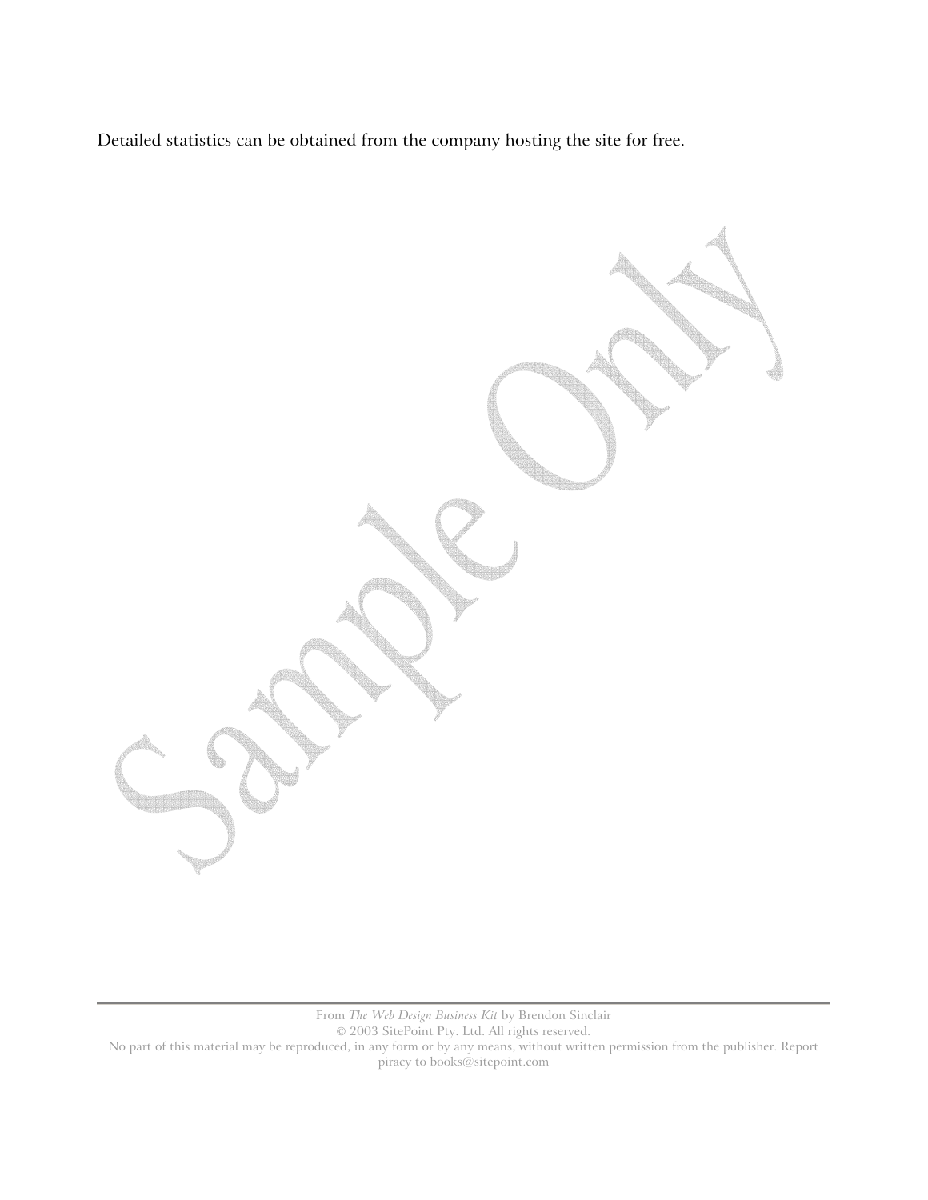Detailed statistics can be obtained from the company hosting the site for free.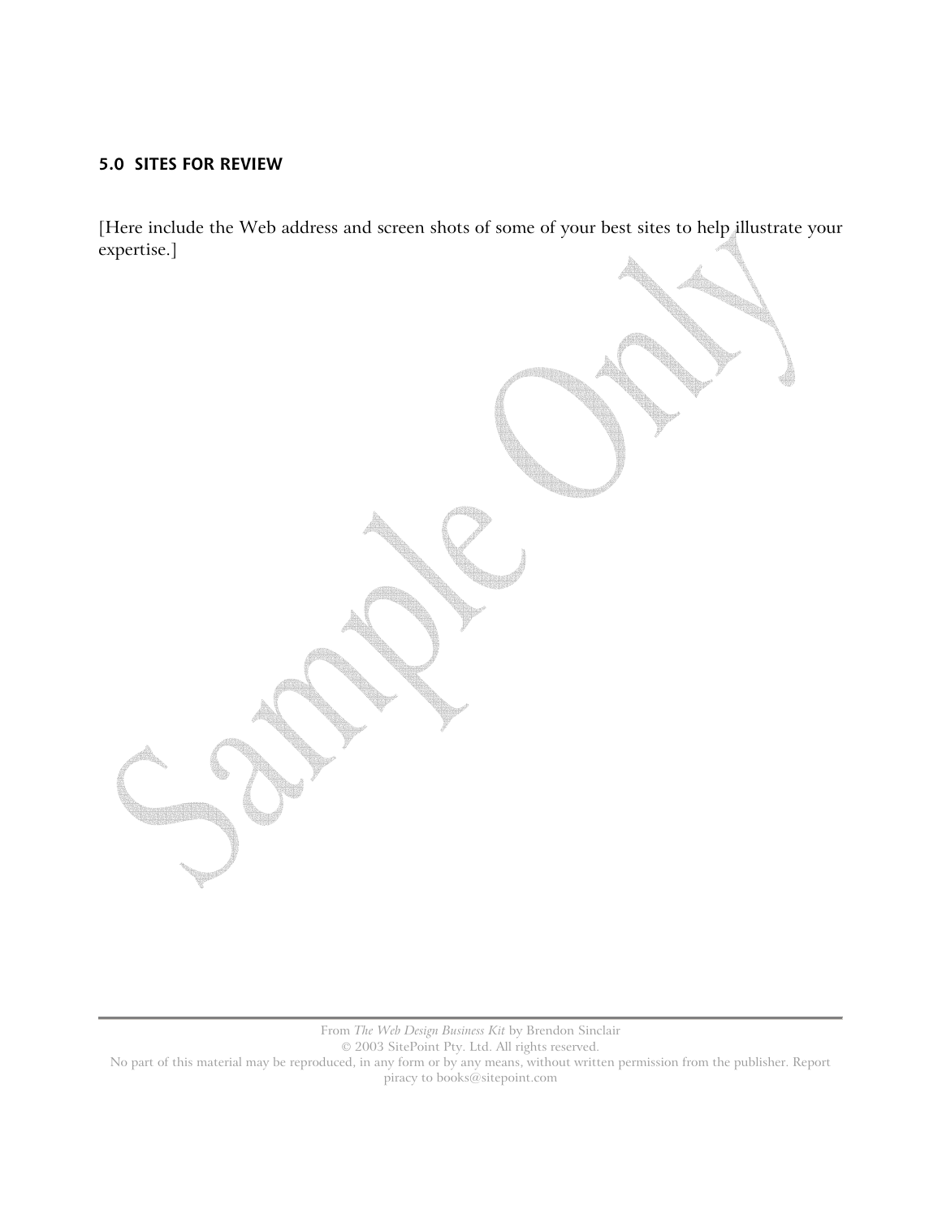## 5.0 SITES FOR REVIEW

[Here include the Web address and screen shots of some of your best sites to help illustrate your expertise.]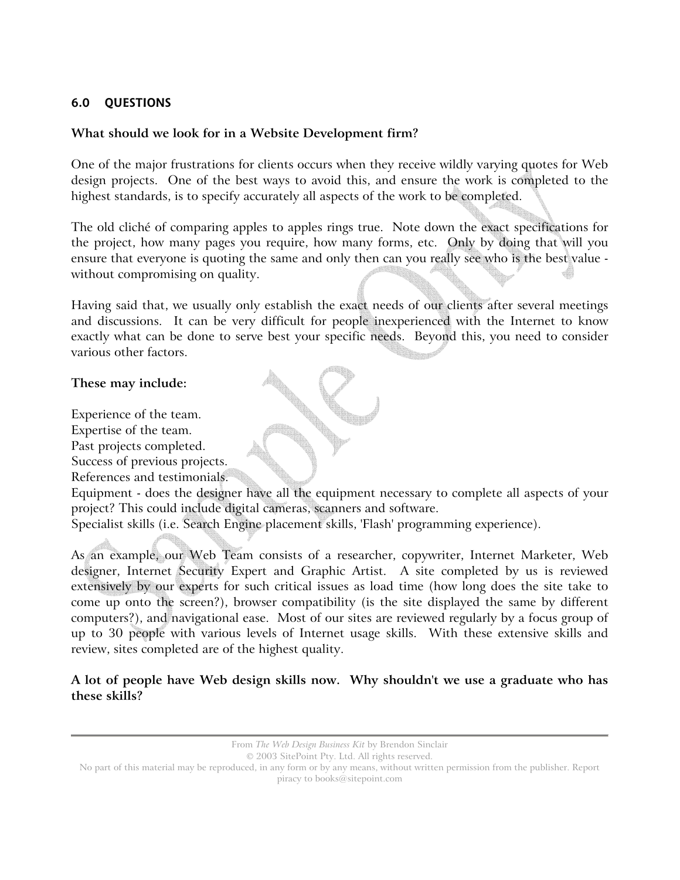## 6.0 QUESTIONS

**What should we look for in a Website Development firm?**

One of the major frustrations for clients occurs when they receive wildly varying quotes for Web design projects. One of the best ways to avoid this, and ensure the work is completed to the highest standards, is to specify accurately all aspects of the work to be completed.

The old cliché of comparing apples to apples rings true. Note down the exact specifications for the project, how many pages you require, how many forms, etc. Only by doing that will you ensure that everyone is quoting the same and only then can you really see who is the best value - without compromising on quality.

Having said that, we usually only establish the exact needs of our clients after several meetings and discussions. It can be very difficult for people inexperienced with the Internet to know exactly what can be done to serve best your specific needs. Beyond this, you need to consider various other factors.

**These may include:**

Experience of the team.
Expertise of the team.
Past projects completed.
Success of previous projects.
References and testimonials.
Equipment - does the designer have all the equipment necessary to complete all aspects of your project? This could include digital cameras, scanners and software.
Specialist skills (i.e. Search Engine placement skills, 'Flash' programming experience).

As an example, our Web Team consists of a researcher, copywriter, Internet Marketer, Web designer, Internet Security Expert and Graphic Artist. A site completed by us is reviewed extensively by our experts for such critical issues as load time (how long does the site take to come up onto the screen?), browser compatibility (is the site displayed the same by different computers?), and navigational ease. Most of our sites are reviewed regularly by a focus group of up to 30 people with various levels of Internet usage skills. With these extensive skills and review, sites completed are of the highest quality.

**A lot of people have Web design skills now. Why shouldn't we use a graduate who has these skills?**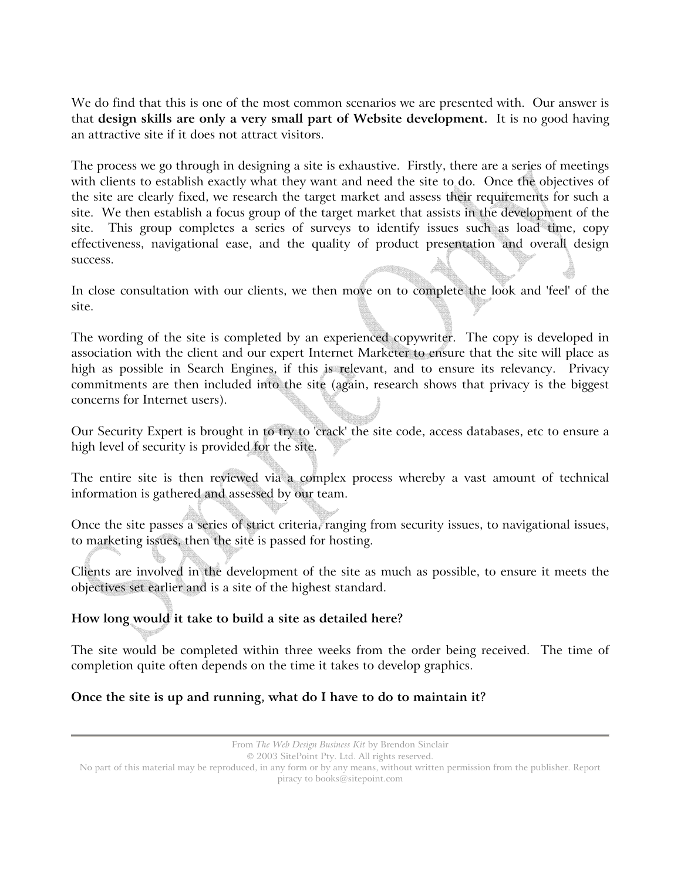We do find that this is one of the most common scenarios we are presented with. Our answer is that **design skills are only a very small part of Website development.** It is no good having an attractive site if it does not attract visitors.

The process we go through in designing a site is exhaustive. Firstly, there are a series of meetings with clients to establish exactly what they want and need the site to do. Once the objectives of the site are clearly fixed, we research the target market and assess their requirements for such a site. We then establish a focus group of the target market that assists in the development of the site. This group completes a series of surveys to identify issues such as load time, copy effectiveness, navigational ease, and the quality of product presentation and overall design success.

In close consultation with our clients, we then move on to complete the look and 'feel' of the site.

The wording of the site is completed by an experienced copywriter. The copy is developed in association with the client and our expert Internet Marketer to ensure that the site will place as high as possible in Search Engines, if this is relevant, and to ensure its relevancy. Privacy commitments are then included into the site (again, research shows that privacy is the biggest concerns for Internet users).

Our Security Expert is brought in to try to 'crack' the site code, access databases, etc to ensure a high level of security is provided for the site.

The entire site is then reviewed via a complex process whereby a vast amount of technical information is gathered and assessed by our team.

Once the site passes a series of strict criteria, ranging from security issues, to navigational issues, to marketing issues, then the site is passed for hosting.

Clients are involved in the development of the site as much as possible, to ensure it meets the objectives set earlier and is a site of the highest standard.

**How long would it take to build a site as detailed here?**

The site would be completed within three weeks from the order being received. The time of completion quite often depends on the time it takes to develop graphics.

**Once the site is up and running, what do I have to do to maintain it?**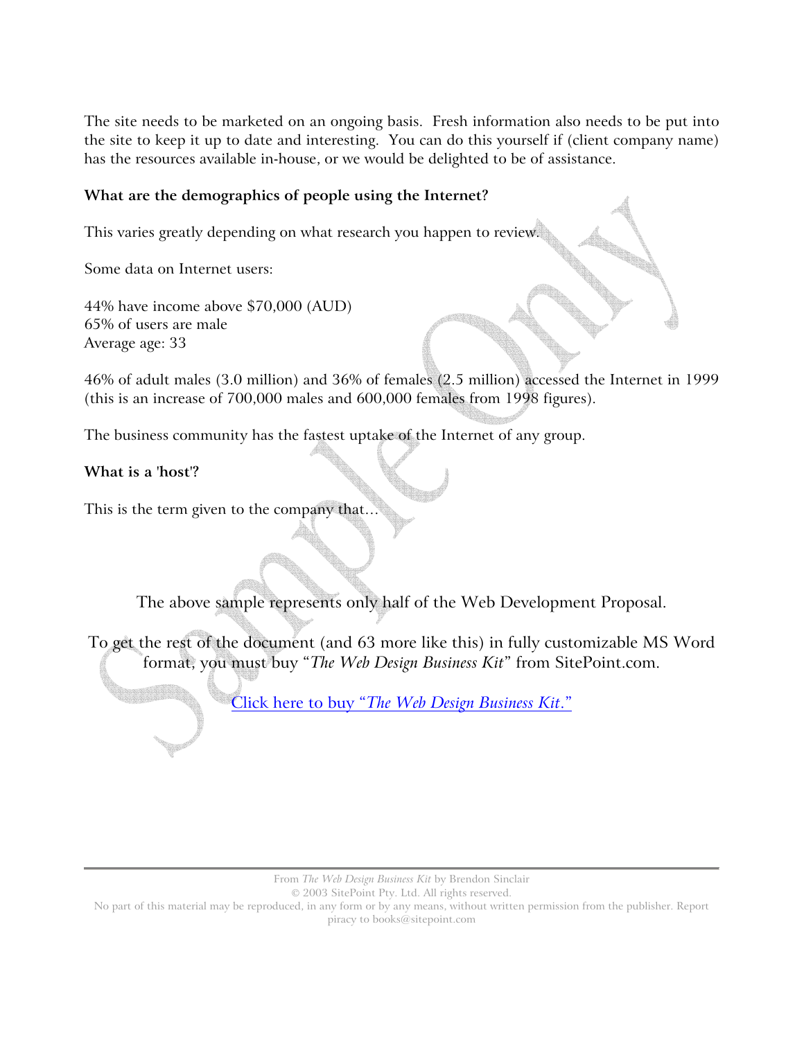The site needs to be marketed on an ongoing basis. Fresh information also needs to be put into the site to keep it up to date and interesting. You can do this yourself if (client company name) has the resources available in-house, or we would be delighted to be of assistance.

**What are the demographics of people using the Internet?**

This varies greatly depending on what research you happen to review.

Some data on Internet users:

44% have income above $70,000 (AUD)
65% of users are male
Average age: 33

46% of adult males (3.0 million) and 36% of females (2.5 million) accessed the Internet in 1999 (this is an increase of 700,000 males and 600,000 females from 1998 figures).

The business community has the fastest uptake of the Internet of any group.

**What is a 'host'?**

This is the term given to the company that…

The above sample represents only half of the Web Development Proposal.

To get the rest of the document (and 63 more like this) in fully customizable MS Word format, you must buy "*The Web Design Business Kit*" from SitePoint.com.

Click here to buy "*The Web Design Business Kit*."